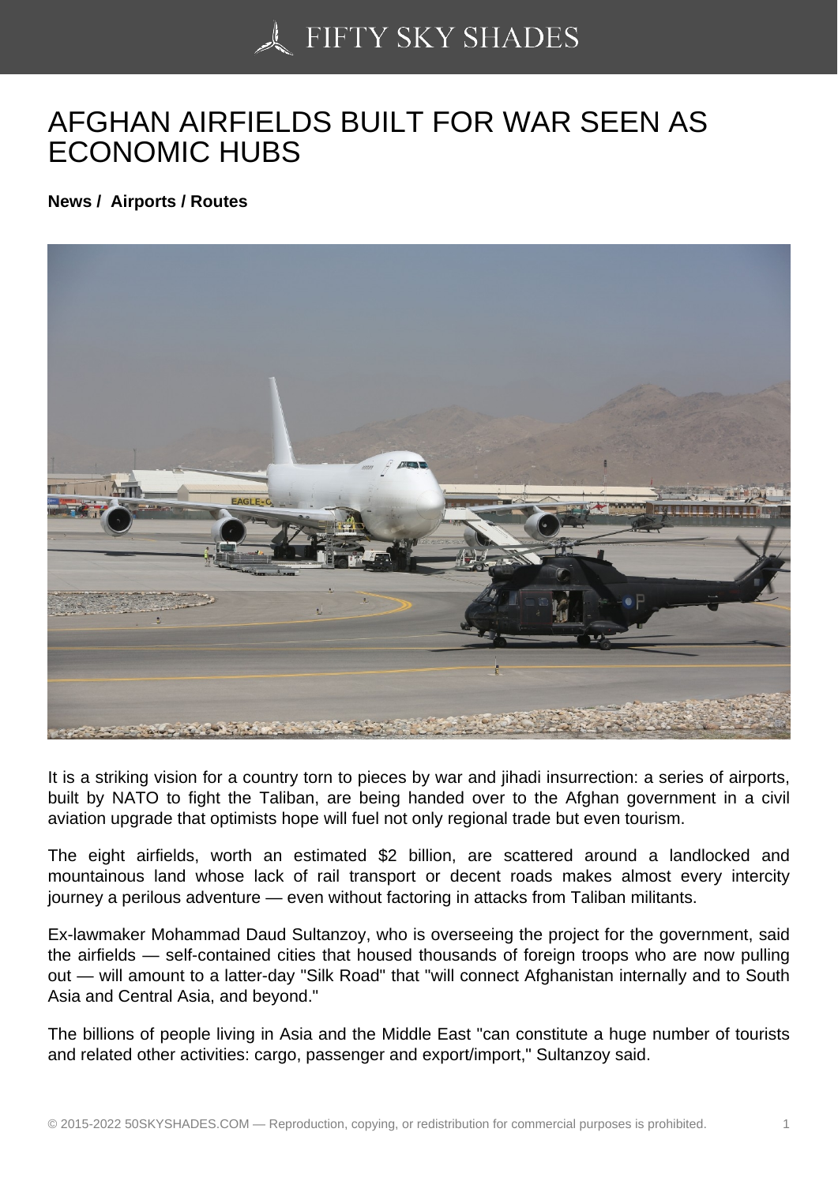# AFGHAN AIRFIELDS BUILT FOR WAR SEEN AS ECONOMIC HUBS

**News / Airports / Routes**

It is a striking vision for a country torn to pieces by war and jihadi insurrection: a series of airports, built by NATO to fight the Taliban, are being handed over to the Afghan government in a civil aviation upgrade that optimists hope will fuel not only regional trade but even tourism.

The eight airfields, worth an estimated $2 billion, are scattered around a landlocked and mountainous land whose lack of rail transport or decent roads makes almost every intercity journey a perilous adventure — even without factoring in attacks from Taliban militants.

Ex-lawmaker Mohammad Daud Sultanzoy, who is overseeing the project for the government, said the airfields — self-contained cities that housed thousands of foreign troops who are now pulling out — will amount to a latter-day "Silk Road" that "will connect Afghanistan internally and to South Asia and Central Asia, and beyond."

The billions of people living in Asia and the Middle East "can constitute a huge number of tourists and related other activities: cargo, passenger and export/import," Sultanzoy said.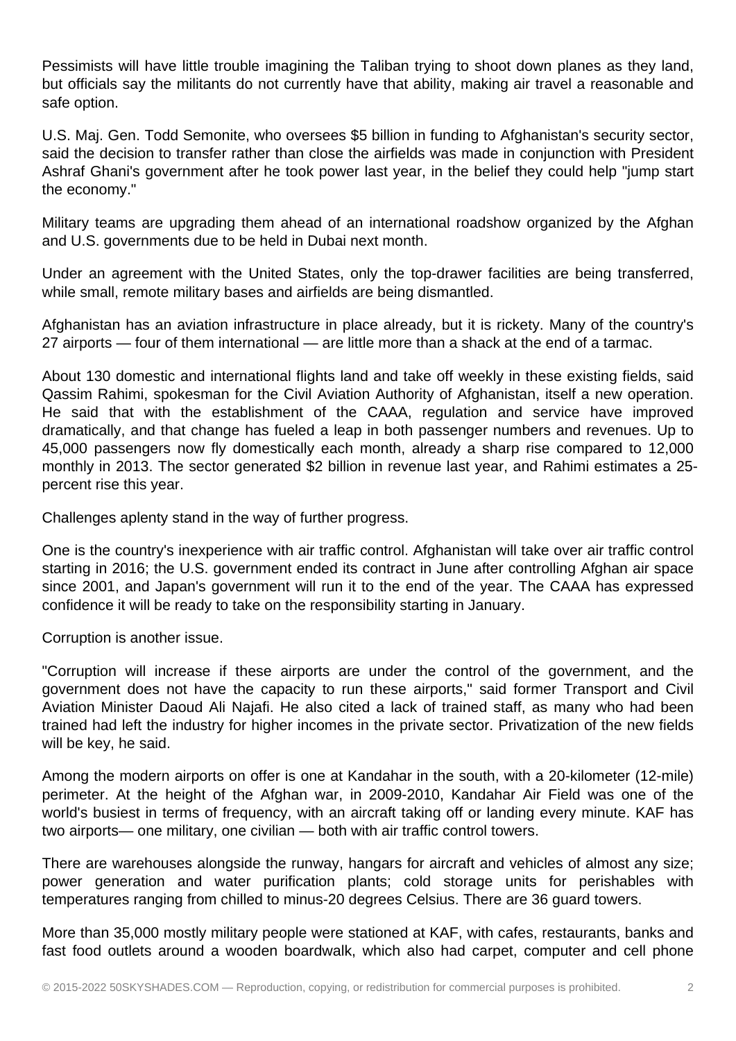Pessimists will have little trouble imagining the Taliban trying to shoot down planes as they land, but officials say the militants do not currently have that ability, making air travel a reasonable and safe option.

U.S. Maj. Gen. Todd Semonite, who oversees $5 billion in funding to Afghanistan's security sector, said the decision to transfer rather than close the airfields was made in conjunction with President Ashraf Ghani's government after he took power last year, in the belief they could help "jump start the economy."

Military teams are upgrading them ahead of an international roadshow organized by the Afghan and U.S. governments due to be held in Dubai next month.

Under an agreement with the United States, only the top-drawer facilities are being transferred, while small, remote military bases and airfields are being dismantled.

Afghanistan has an aviation infrastructure in place already, but it is rickety. Many of the country's 27 airports — four of them international — are little more than a shack at the end of a tarmac.

About 130 domestic and international flights land and take off weekly in these existing fields, said Qassim Rahimi, spokesman for the Civil Aviation Authority of Afghanistan, itself a new operation. He said that with the establishment of the CAAA, regulation and service have improved dramatically, and that change has fueled a leap in both passenger numbers and revenues. Up to 45,000 passengers now fly domestically each month, already a sharp rise compared to 12,000 monthly in 2013. The sector generated $2 billion in revenue last year, and Rahimi estimates a 25-percent rise this year.

Challenges aplenty stand in the way of further progress.

One is the country's inexperience with air traffic control. Afghanistan will take over air traffic control starting in 2016; the U.S. government ended its contract in June after controlling Afghan air space since 2001, and Japan's government will run it to the end of the year. The CAAA has expressed confidence it will be ready to take on the responsibility starting in January.

Corruption is another issue.

"Corruption will increase if these airports are under the control of the government, and the government does not have the capacity to run these airports," said former Transport and Civil Aviation Minister Daoud Ali Najafi. He also cited a lack of trained staff, as many who had been trained had left the industry for higher incomes in the private sector. Privatization of the new fields will be key, he said.

Among the modern airports on offer is one at Kandahar in the south, with a 20-kilometer (12-mile) perimeter. At the height of the Afghan war, in 2009-2010, Kandahar Air Field was one of the world's busiest in terms of frequency, with an aircraft taking off or landing every minute. KAF has two airports— one military, one civilian — both with air traffic control towers.

There are warehouses alongside the runway, hangars for aircraft and vehicles of almost any size; power generation and water purification plants; cold storage units for perishables with temperatures ranging from chilled to minus-20 degrees Celsius. There are 36 guard towers.

More than 35,000 mostly military people were stationed at KAF, with cafes, restaurants, banks and fast food outlets around a wooden boardwalk, which also had carpet, computer and cell phone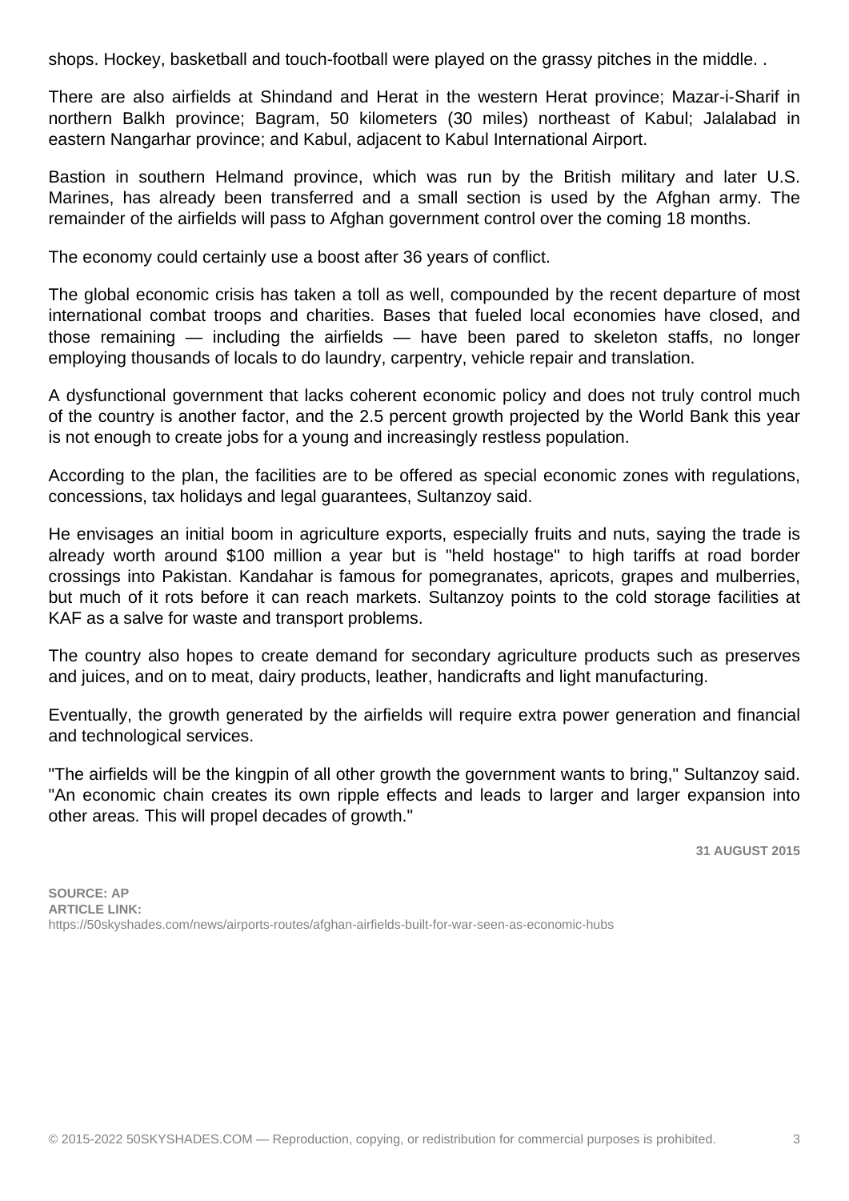shops. Hockey, basketball and touch-football were played on the grassy pitches in the middle. .

There are also airfields at Shindand and Herat in the western Herat province; Mazar-i-Sharif in northern Balkh province; Bagram, 50 kilometers (30 miles) northeast of Kabul; Jalalabad in eastern Nangarhar province; and Kabul, adjacent to Kabul International Airport.

Bastion in southern Helmand province, which was run by the British military and later U.S. Marines, has already been transferred and a small section is used by the Afghan army. The remainder of the airfields will pass to Afghan government control over the coming 18 months.

The economy could certainly use a boost after 36 years of conflict.

The global economic crisis has taken a toll as well, compounded by the recent departure of most international combat troops and charities. Bases that fueled local economies have closed, and those remaining — including the airfields — have been pared to skeleton staffs, no longer employing thousands of locals to do laundry, carpentry, vehicle repair and translation.

A dysfunctional government that lacks coherent economic policy and does not truly control much of the country is another factor, and the 2.5 percent growth projected by the World Bank this year is not enough to create jobs for a young and increasingly restless population.

According to the plan, the facilities are to be offered as special economic zones with regulations, concessions, tax holidays and legal guarantees, Sultanzoy said.

He envisages an initial boom in agriculture exports, especially fruits and nuts, saying the trade is already worth around $100 million a year but is "held hostage" to high tariffs at road border crossings into Pakistan. Kandahar is famous for pomegranates, apricots, grapes and mulberries, but much of it rots before it can reach markets. Sultanzoy points to the cold storage facilities at KAF as a salve for waste and transport problems.

The country also hopes to create demand for secondary agriculture products such as preserves and juices, and on to meat, dairy products, leather, handicrafts and light manufacturing.

Eventually, the growth generated by the airfields will require extra power generation and financial and technological services.

"The airfields will be the kingpin of all other growth the government wants to bring," Sultanzoy said. "An economic chain creates its own ripple effects and leads to larger and larger expansion into other areas. This will propel decades of growth."

**31 AUGUST 2015**

**SOURCE: AP**
**ARTICLE LINK:**
https://50skyshades.com/news/airports-routes/afghan-airfields-built-for-war-seen-as-economic-hubs